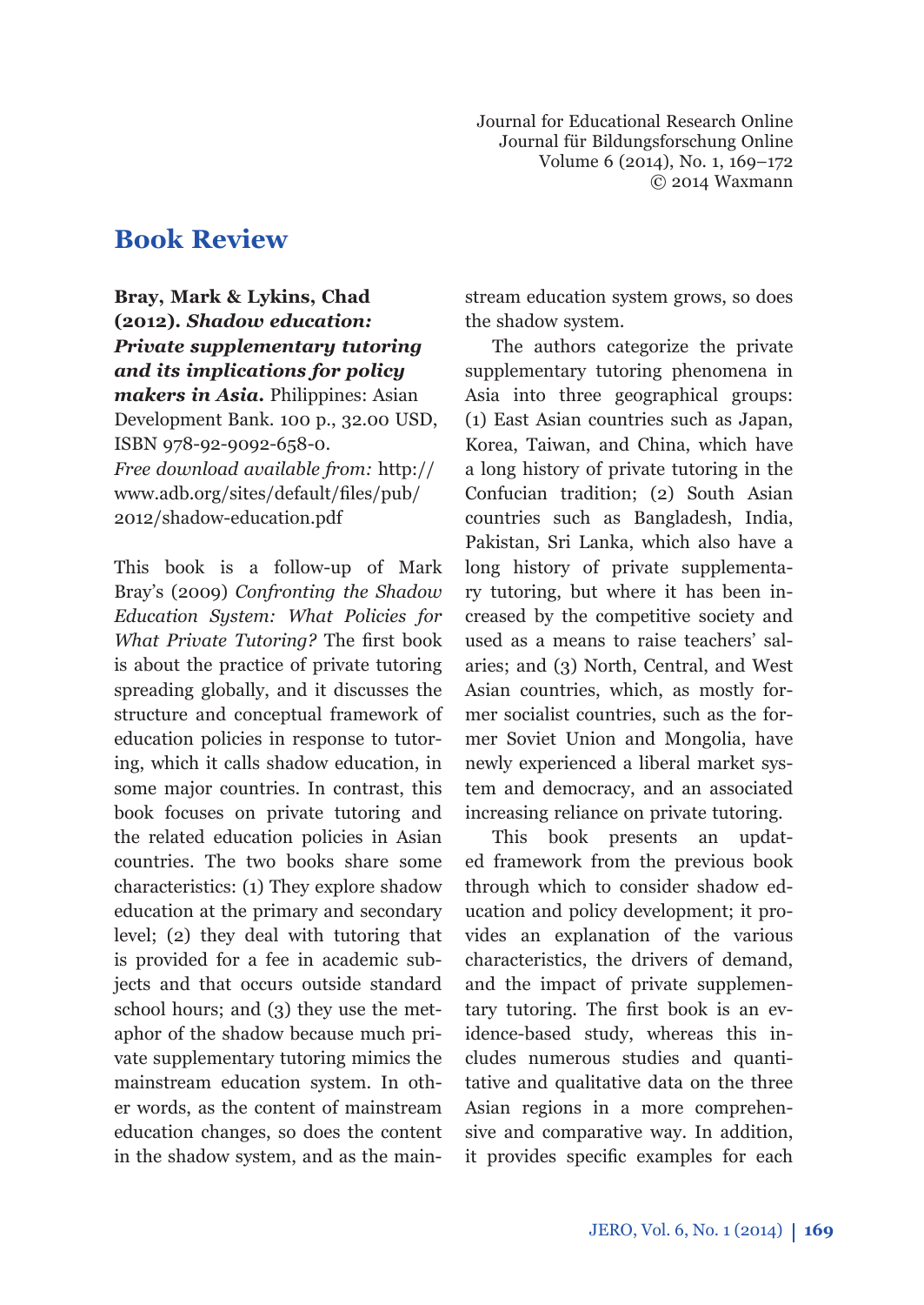# Book Review

**Bray, Mark & Lykins, Chad (2012). *Shadow education: Private supplementary tutoring and its implications for policy makers in Asia.*** Philippines: Asian Development Bank. 100 p., 32.00 USD, ISBN 978-92-9092-658-0.
*Free download available from:* http://www.adb.org/sites/default/files/pub/2012/shadow-education.pdf

This book is a follow-up of Mark Bray's (2009) *Confronting the Shadow Education System: What Policies for What Private Tutoring?* The first book is about the practice of private tutoring spreading globally, and it discusses the structure and conceptual framework of education policies in response to tutoring, which it calls shadow education, in some major countries. In contrast, this book focuses on private tutoring and the related education policies in Asian countries. The two books share some characteristics: (1) They explore shadow education at the primary and secondary level; (2) they deal with tutoring that is provided for a fee in academic subjects and that occurs outside standard school hours; and (3) they use the metaphor of the shadow because much private supplementary tutoring mimics the mainstream education system. In other words, as the content of mainstream education changes, so does the content in the shadow system, and as the mainstream education system grows, so does the shadow system.

The authors categorize the private supplementary tutoring phenomena in Asia into three geographical groups: (1) East Asian countries such as Japan, Korea, Taiwan, and China, which have a long history of private tutoring in the Confucian tradition; (2) South Asian countries such as Bangladesh, India, Pakistan, Sri Lanka, which also have a long history of private supplementary tutoring, but where it has been increased by the competitive society and used as a means to raise teachers' salaries; and (3) North, Central, and West Asian countries, which, as mostly former socialist countries, such as the former Soviet Union and Mongolia, have newly experienced a liberal market system and democracy, and an associated increasing reliance on private tutoring.

This book presents an updated framework from the previous book through which to consider shadow education and policy development; it provides an explanation of the various characteristics, the drivers of demand, and the impact of private supplementary tutoring. The first book is an evidence-based study, whereas this includes numerous studies and quantitative and qualitative data on the three Asian regions in a more comprehensive and comparative way. In addition, it provides specific examples for each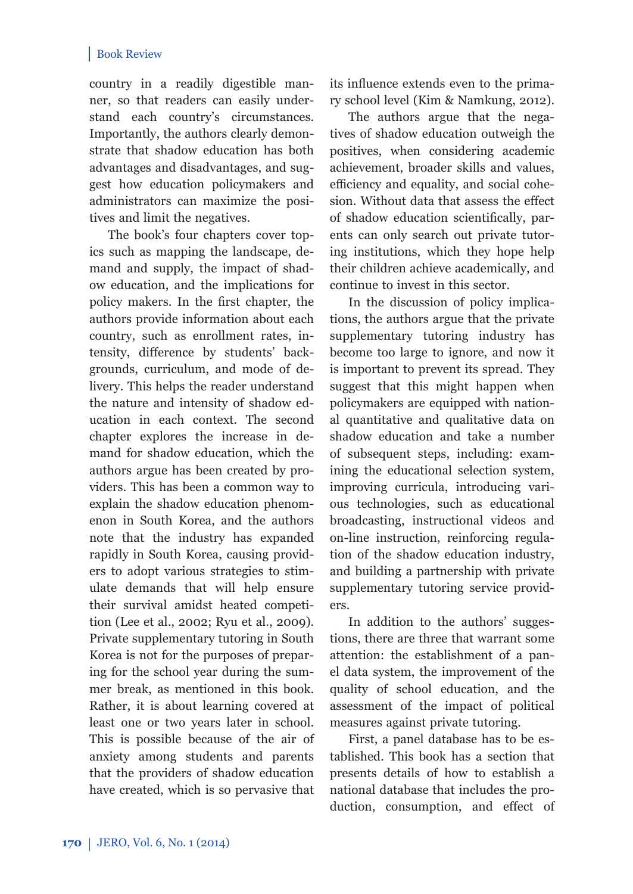country in a readily digestible manner, so that readers can easily understand each country's circumstances. Importantly, the authors clearly demonstrate that shadow education has both advantages and disadvantages, and suggest how education policymakers and administrators can maximize the positives and limit the negatives.

The book's four chapters cover topics such as mapping the landscape, demand and supply, the impact of shadow education, and the implications for policy makers. In the first chapter, the authors provide information about each country, such as enrollment rates, intensity, difference by students' backgrounds, curriculum, and mode of delivery. This helps the reader understand the nature and intensity of shadow education in each context. The second chapter explores the increase in demand for shadow education, which the authors argue has been created by providers. This has been a common way to explain the shadow education phenomenon in South Korea, and the authors note that the industry has expanded rapidly in South Korea, causing providers to adopt various strategies to stimulate demands that will help ensure their survival amidst heated competition (Lee et al., 2002; Ryu et al., 2009). Private supplementary tutoring in South Korea is not for the purposes of preparing for the school year during the summer break, as mentioned in this book. Rather, it is about learning covered at least one or two years later in school. This is possible because of the air of anxiety among students and parents that the providers of shadow education have created, which is so pervasive that its influence extends even to the primary school level (Kim & Namkung, 2012).

The authors argue that the negatives of shadow education outweigh the positives, when considering academic achievement, broader skills and values, efficiency and equality, and social cohesion. Without data that assess the effect of shadow education scientifically, parents can only search out private tutoring institutions, which they hope help their children achieve academically, and continue to invest in this sector.

In the discussion of policy implications, the authors argue that the private supplementary tutoring industry has become too large to ignore, and now it is important to prevent its spread. They suggest that this might happen when policymakers are equipped with national quantitative and qualitative data on shadow education and take a number of subsequent steps, including: examining the educational selection system, improving curricula, introducing various technologies, such as educational broadcasting, instructional videos and on-line instruction, reinforcing regulation of the shadow education industry, and building a partnership with private supplementary tutoring service providers.

In addition to the authors' suggestions, there are three that warrant some attention: the establishment of a panel data system, the improvement of the quality of school education, and the assessment of the impact of political measures against private tutoring.

First, a panel database has to be established. This book has a section that presents details of how to establish a national database that includes the production, consumption, and effect of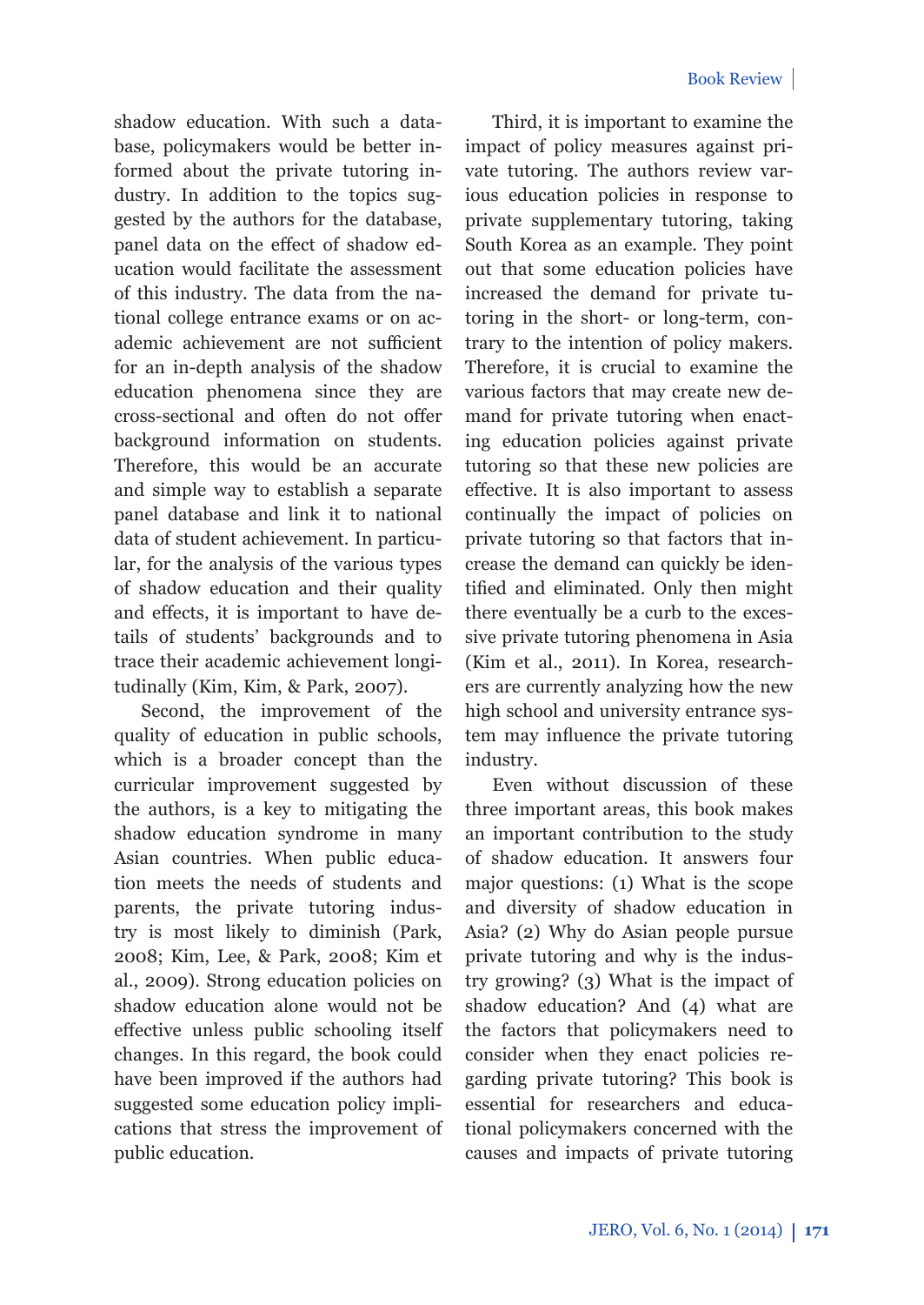shadow education. With such a database, policymakers would be better informed about the private tutoring industry. In addition to the topics suggested by the authors for the database, panel data on the effect of shadow education would facilitate the assessment of this industry. The data from the national college entrance exams or on academic achievement are not sufficient for an in-depth analysis of the shadow education phenomena since they are cross-sectional and often do not offer background information on students. Therefore, this would be an accurate and simple way to establish a separate panel database and link it to national data of student achievement. In particular, for the analysis of the various types of shadow education and their quality and effects, it is important to have details of students' backgrounds and to trace their academic achievement longitudinally (Kim, Kim, & Park, 2007).

Second, the improvement of the quality of education in public schools, which is a broader concept than the curricular improvement suggested by the authors, is a key to mitigating the shadow education syndrome in many Asian countries. When public education meets the needs of students and parents, the private tutoring industry is most likely to diminish (Park, 2008; Kim, Lee, & Park, 2008; Kim et al., 2009). Strong education policies on shadow education alone would not be effective unless public schooling itself changes. In this regard, the book could have been improved if the authors had suggested some education policy implications that stress the improvement of public education.

Third, it is important to examine the impact of policy measures against private tutoring. The authors review various education policies in response to private supplementary tutoring, taking South Korea as an example. They point out that some education policies have increased the demand for private tutoring in the short- or long-term, contrary to the intention of policy makers. Therefore, it is crucial to examine the various factors that may create new demand for private tutoring when enacting education policies against private tutoring so that these new policies are effective. It is also important to assess continually the impact of policies on private tutoring so that factors that increase the demand can quickly be identified and eliminated. Only then might there eventually be a curb to the excessive private tutoring phenomena in Asia (Kim et al., 2011). In Korea, researchers are currently analyzing how the new high school and university entrance system may influence the private tutoring industry.

Even without discussion of these three important areas, this book makes an important contribution to the study of shadow education. It answers four major questions: (1) What is the scope and diversity of shadow education in Asia? (2) Why do Asian people pursue private tutoring and why is the industry growing? (3) What is the impact of shadow education? And (4) what are the factors that policymakers need to consider when they enact policies regarding private tutoring? This book is essential for researchers and educational policymakers concerned with the causes and impacts of private tutoring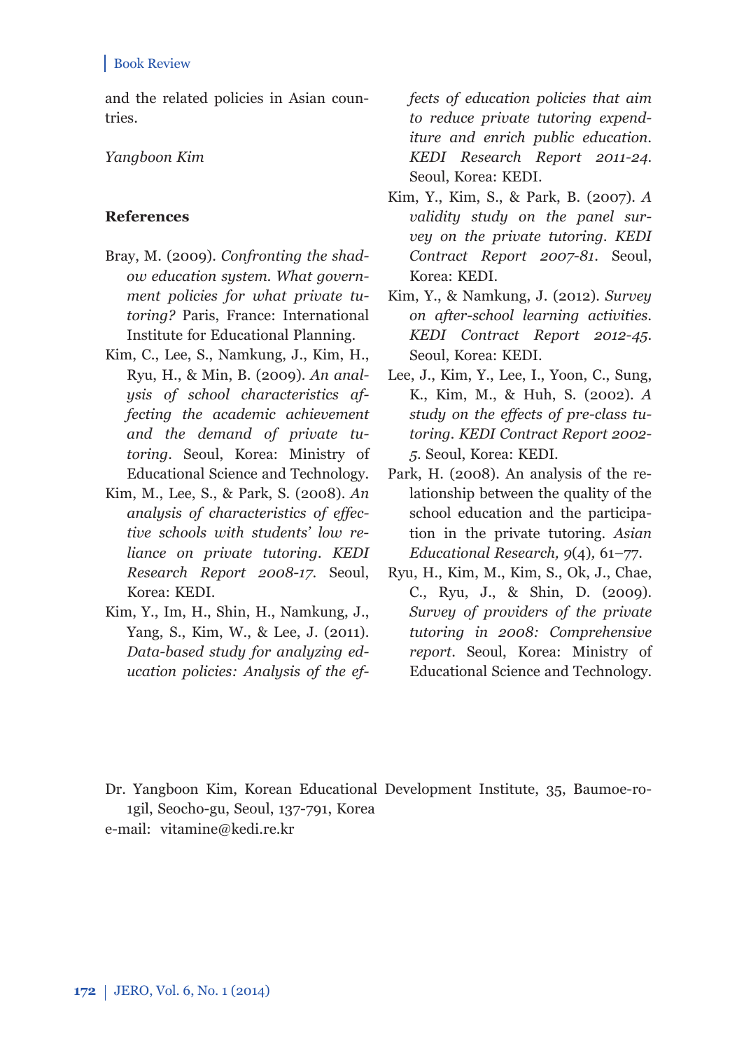and the related policies in Asian countries.

*Yangboon Kim*

**References**

Bray, M. (2009). *Confronting the shadow education system. What government policies for what private tutoring?* Paris, France: International Institute for Educational Planning.

Kim, C., Lee, S., Namkung, J., Kim, H., Ryu, H., & Min, B. (2009). *An analysis of school characteristics affecting the academic achievement and the demand of private tutoring*. Seoul, Korea: Ministry of Educational Science and Technology.

Kim, M., Lee, S., & Park, S. (2008). *An analysis of characteristics of effective schools with students' low reliance on private tutoring. KEDI Research Report 2008-17*. Seoul, Korea: KEDI.

Kim, Y., Im, H., Shin, H., Namkung, J., Yang, S., Kim, W., & Lee, J. (2011). *Data-based study for analyzing education policies: Analysis of the effects of education policies that aim to reduce private tutoring expenditure and enrich public education. KEDI Research Report 2011-24*. Seoul, Korea: KEDI.

Kim, Y., Kim, S., & Park, B. (2007). *A validity study on the panel survey on the private tutoring. KEDI Contract Report 2007-81*. Seoul, Korea: KEDI.

Kim, Y., & Namkung, J. (2012). *Survey on after-school learning activities. KEDI Contract Report 2012-45*. Seoul, Korea: KEDI.

Lee, J., Kim, Y., Lee, I., Yoon, C., Sung, K., Kim, M., & Huh, S. (2002). *A study on the effects of pre-class tutoring. KEDI Contract Report 2002-5*. Seoul, Korea: KEDI.

Park, H. (2008). An analysis of the relationship between the quality of the school education and the participation in the private tutoring. *Asian Educational Research, 9*(4), 61–77.

Ryu, H., Kim, M., Kim, S., Ok, J., Chae, C., Ryu, J., & Shin, D. (2009). *Survey of providers of the private tutoring in 2008: Comprehensive report*. Seoul, Korea: Ministry of Educational Science and Technology.

Dr. Yangboon Kim, Korean Educational Development Institute, 35, Baumoe-ro-1gil, Seocho-gu, Seoul, 137-791, Korea
e-mail: vitamine@kedi.re.kr